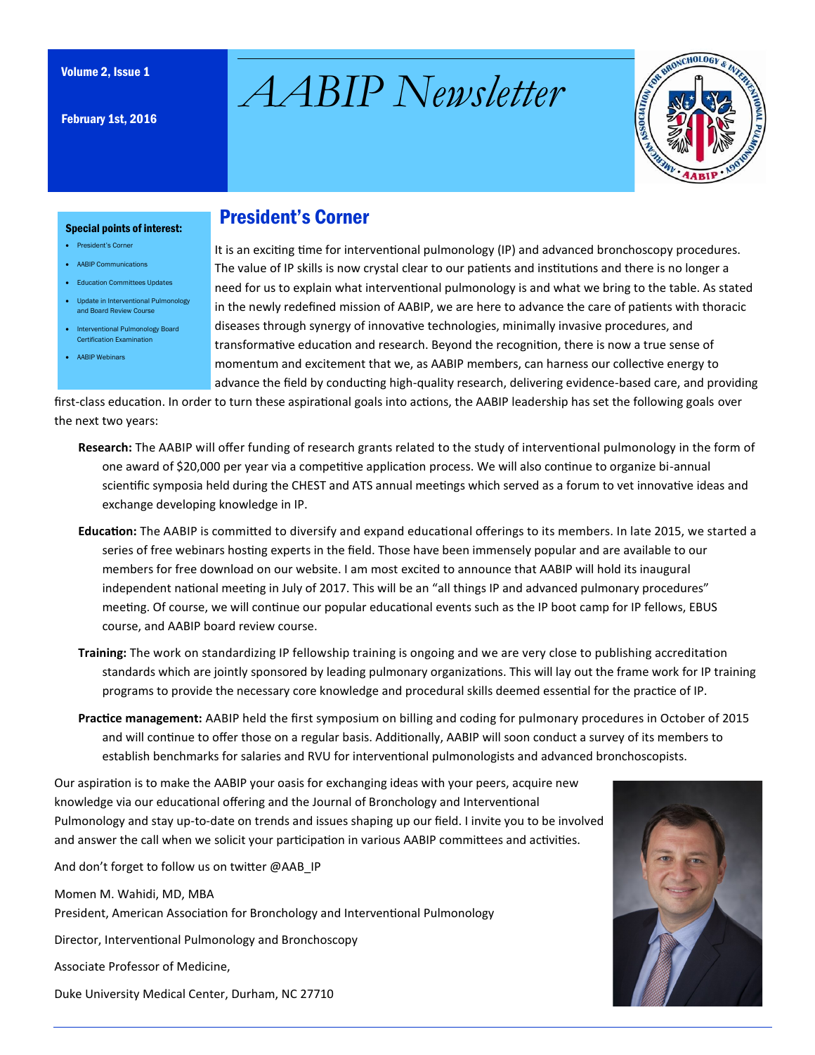# AABIP Newsletter

Volume 2, Issue 1

February 1st, 2016

**Special points of interest:**

- President's Corner
- AABIP Communications
- Education Committees Updates
- Update in Interventional Pulmonology and Board Review Course
- Interventional Pulmonology Board Certification Examination
- AABIP Webinars

## President's Corner

It is an exciting time for interventional pulmonology (IP) and advanced bronchoscopy procedures. The value of IP skills is now crystal clear to our patients and institutions and there is no longer a need for us to explain what interventional pulmonology is and what we bring to the table. As stated in the newly redefined mission of AABIP, we are here to advance the care of patients with thoracic diseases through synergy of innovative technologies, minimally invasive procedures, and transformative education and research. Beyond the recognition, there is now a true sense of momentum and excitement that we, as AABIP members, can harness our collective energy to advance the field by conducting high-quality research, delivering evidence-based care, and providing first-class education. In order to turn these aspirational goals into actions, the AABIP leadership has set the following goals over the next two years:

**Research:** The AABIP will offer funding of research grants related to the study of interventional pulmonology in the form of one award of $20,000 per year via a competitive application process. We will also continue to organize bi-annual scientific symposia held during the CHEST and ATS annual meetings which served as a forum to vet innovative ideas and exchange developing knowledge in IP.

**Education:** The AABIP is committed to diversify and expand educational offerings to its members. In late 2015, we started a series of free webinars hosting experts in the field. Those have been immensely popular and are available to our members for free download on our website. I am most excited to announce that AABIP will hold its inaugural independent national meeting in July of 2017. This will be an "all things IP and advanced pulmonary procedures" meeting. Of course, we will continue our popular educational events such as the IP boot camp for IP fellows, EBUS course, and AABIP board review course.

**Training:** The work on standardizing IP fellowship training is ongoing and we are very close to publishing accreditation standards which are jointly sponsored by leading pulmonary organizations. This will lay out the frame work for IP training programs to provide the necessary core knowledge and procedural skills deemed essential for the practice of IP.

**Practice management:** AABIP held the first symposium on billing and coding for pulmonary procedures in October of 2015 and will continue to offer those on a regular basis. Additionally, AABIP will soon conduct a survey of its members to establish benchmarks for salaries and RVU for interventional pulmonologists and advanced bronchoscopists.

Our aspiration is to make the AABIP your oasis for exchanging ideas with your peers, acquire new knowledge via our educational offering and the Journal of Bronchology and Interventional Pulmonology and stay up-to-date on trends and issues shaping up our field. I invite you to be involved and answer the call when we solicit your participation in various AABIP committees and activities.

And don't forget to follow us on twitter @AAB_IP

Momen M. Wahidi, MD, MBA
President, American Association for Bronchology and Interventional Pulmonology

Director, Interventional Pulmonology and Bronchoscopy

Associate Professor of Medicine,

Duke University Medical Center, Durham, NC 27710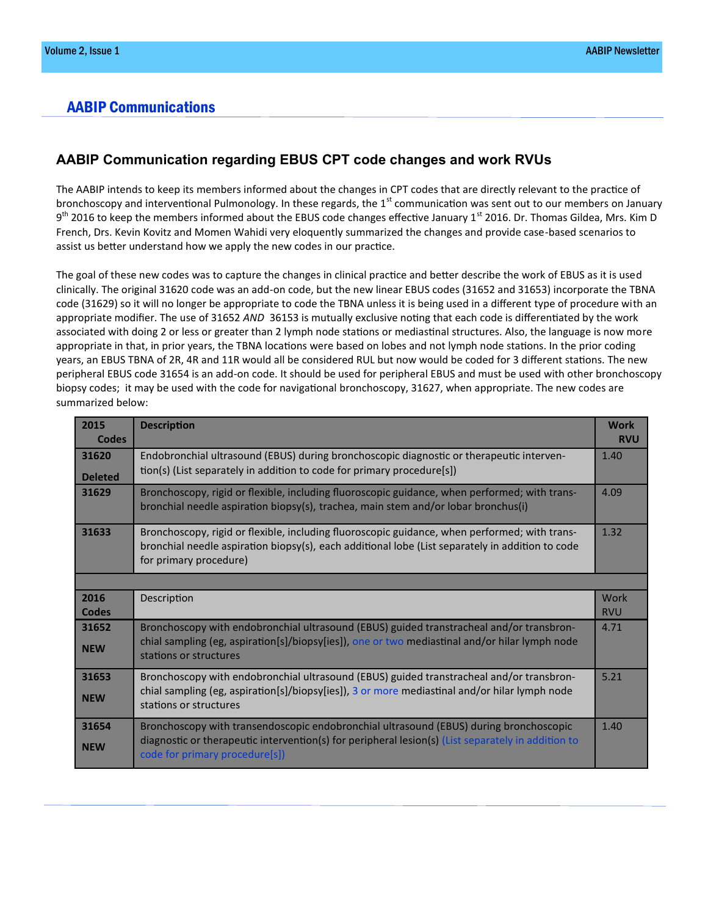## AABIP Communications

### AABIP Communication regarding EBUS CPT code changes and work RVUs

The AABIP intends to keep its members informed about the changes in CPT codes that are directly relevant to the practice of bronchoscopy and interventional Pulmonology. In these regards, the 1st communication was sent out to our members on January 9th 2016 to keep the members informed about the EBUS code changes effective January 1st 2016. Dr. Thomas Gildea, Mrs. Kim D French, Drs. Kevin Kovitz and Momen Wahidi very eloquently summarized the changes and provide case-based scenarios to assist us better understand how we apply the new codes in our practice.

The goal of these new codes was to capture the changes in clinical practice and better describe the work of EBUS as it is used clinically. The original 31620 code was an add-on code, but the new linear EBUS codes (31652 and 31653) incorporate the TBNA code (31629) so it will no longer be appropriate to code the TBNA unless it is being used in a different type of procedure with an appropriate modifier. The use of 31652 *AND* 36153 is mutually exclusive noting that each code is differentiated by the work associated with doing 2 or less or greater than 2 lymph node stations or mediastinal structures. Also, the language is now more appropriate in that, in prior years, the TBNA locations were based on lobes and not lymph node stations. In the prior coding years, an EBUS TBNA of 2R, 4R and 11R would all be considered RUL but now would be coded for 3 different stations. The new peripheral EBUS code 31654 is an add-on code. It should be used for peripheral EBUS and must be used with other bronchoscopy biopsy codes; it may be used with the code for navigational bronchoscopy, 31627, when appropriate. The new codes are summarized below:

| 2015 Codes | Description | Work RVU |
|---|---|---|
| 31620 Deleted | Endobronchial ultrasound (EBUS) during bronchoscopic diagnostic or therapeutic intervention(s) (List separately in addition to code for primary procedure[s]) | 1.40 |
| 31629 | Bronchoscopy, rigid or flexible, including fluoroscopic guidance, when performed; with transbronchial needle aspiration biopsy(s), trachea, main stem and/or lobar bronchus(i) | 4.09 |
| 31633 | Bronchoscopy, rigid or flexible, including fluoroscopic guidance, when performed; with transbronchial needle aspiration biopsy(s), each additional lobe (List separately in addition to code for primary procedure) | 1.32 |
| | | |
| **2016 Codes** | Description | Work RVU |
| 31652 NEW | Bronchoscopy with endobronchial ultrasound (EBUS) guided transtracheal and/or transbronchial sampling (eg, aspiration[s]/biopsy[ies]), one or two mediastinal and/or hilar lymph node stations or structures | 4.71 |
| 31653 NEW | Bronchoscopy with endobronchial ultrasound (EBUS) guided transtracheal and/or transbronchial sampling (eg, aspiration[s]/biopsy[ies]), 3 or more mediastinal and/or hilar lymph node stations or structures | 5.21 |
| 31654 NEW | Bronchoscopy with transendoscopic endobronchial ultrasound (EBUS) during bronchoscopic diagnostic or therapeutic intervention(s) for peripheral lesion(s) (List separately in addition to code for primary procedure[s]) | 1.40 |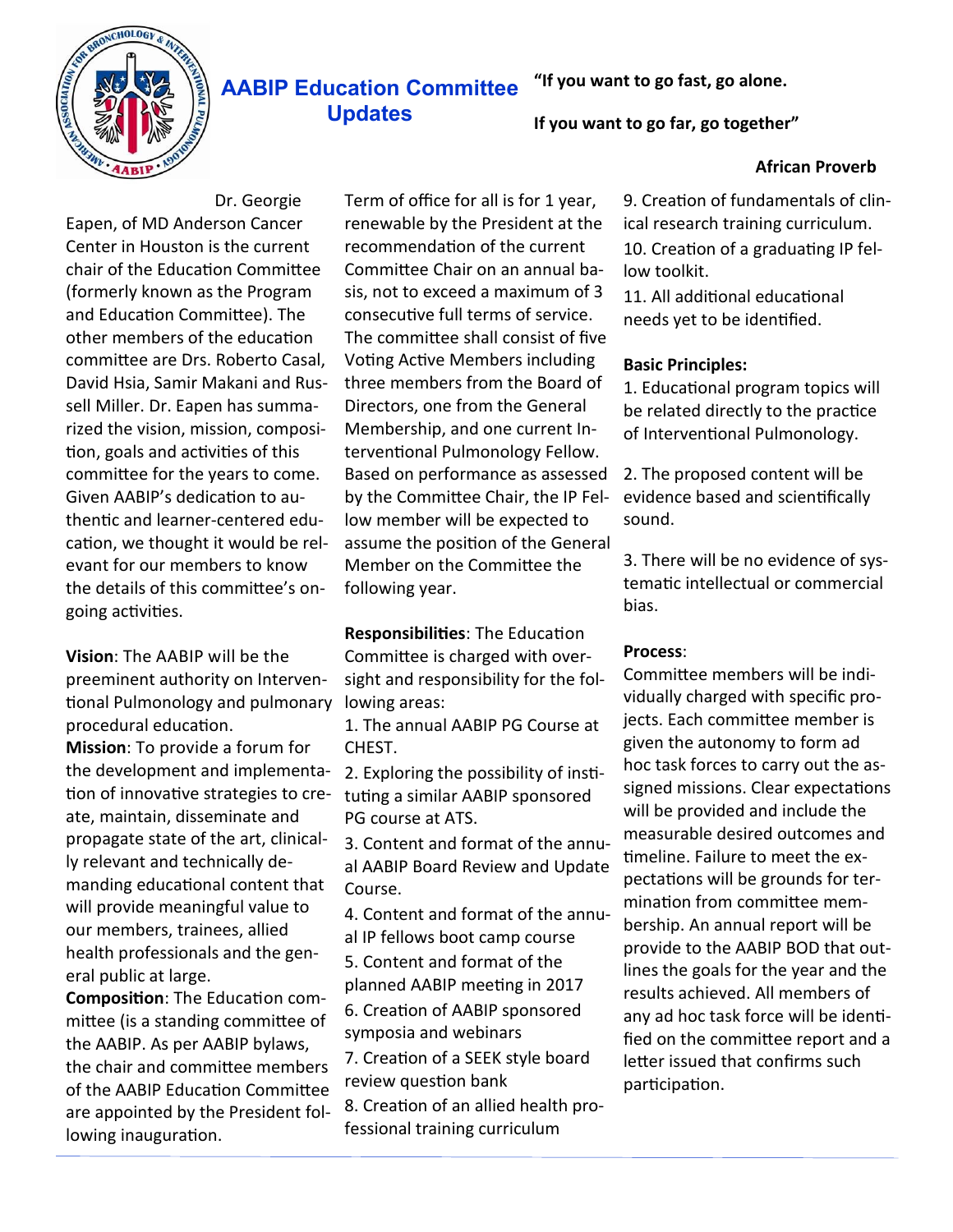## AABIP Education Committee Updates

**"If you want to go fast, go alone.**

**If you want to go far, go together"**

**African Proverb**

Dr. Georgie Eapen, of MD Anderson Cancer Center in Houston is the current chair of the Education Committee (formerly known as the Program and Education Committee). The other members of the education committee are Drs. Roberto Casal, David Hsia, Samir Makani and Russell Miller. Dr. Eapen has summarized the vision, mission, composition, goals and activities of this committee for the years to come. Given AABIP's dedication to authentic and learner-centered education, we thought it would be relevant for our members to know the details of this committee's ongoing activities.

**Vision**: The AABIP will be the preeminent authority on Interventional Pulmonology and pulmonary procedural education.

**Mission**: To provide a forum for the development and implementation of innovative strategies to create, maintain, disseminate and propagate state of the art, clinically relevant and technically demanding educational content that will provide meaningful value to our members, trainees, allied health professionals and the general public at large.

**Composition**: The Education committee (is a standing committee of the AABIP. As per AABIP bylaws, the chair and committee members of the AABIP Education Committee are appointed by the President following inauguration. Term of office for all is for 1 year, renewable by the President at the recommendation of the current Committee Chair on an annual basis, not to exceed a maximum of 3 consecutive full terms of service. The committee shall consist of five Voting Active Members including three members from the Board of Directors, one from the General Membership, and one current Interventional Pulmonology Fellow. Based on performance as assessed by the Committee Chair, the IP Fellow member will be expected to assume the position of the General Member on the Committee the following year.

**Responsibilities**: The Education Committee is charged with oversight and responsibility for the following areas:

1. The annual AABIP PG Course at CHEST.
2. Exploring the possibility of instituting a similar AABIP sponsored PG course at ATS.
3. Content and format of the annual AABIP Board Review and Update Course.
4. Content and format of the annual IP fellows boot camp course
5. Content and format of the planned AABIP meeting in 2017
6. Creation of AABIP sponsored symposia and webinars
7. Creation of a SEEK style board review question bank
8. Creation of an allied health professional training curriculum
9. Creation of fundamentals of clinical research training curriculum.
10. Creation of a graduating IP fellow toolkit.
11. All additional educational needs yet to be identified.

**Basic Principles:**

1. Educational program topics will be related directly to the practice of Interventional Pulmonology.
2. The proposed content will be evidence based and scientifically sound.
3. There will be no evidence of systematic intellectual or commercial bias.

**Process**:

Committee members will be individually charged with specific projects. Each committee member is given the autonomy to form ad hoc task forces to carry out the assigned missions. Clear expectations will be provided and include the measurable desired outcomes and timeline. Failure to meet the expectations will be grounds for termination from committee membership. An annual report will be provide to the AABIP BOD that outlines the goals for the year and the results achieved. All members of any ad hoc task force will be identified on the committee report and a letter issued that confirms such participation.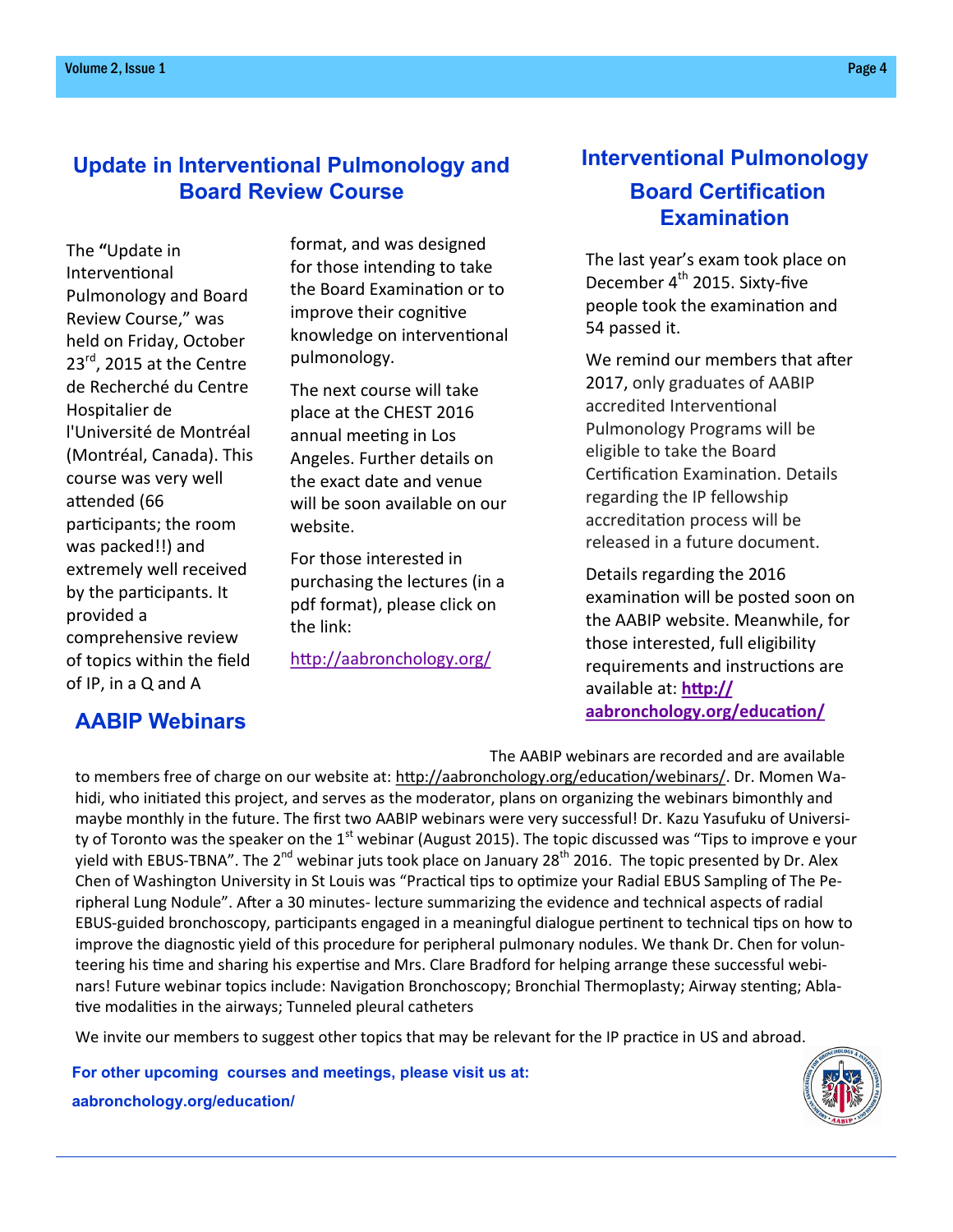## Update in Interventional Pulmonology and Board Review Course

The **"**Update in Interventional Pulmonology and Board Review Course," was held on Friday, October 23rd, 2015 at the Centre de Recherché du Centre Hospitalier de l'Université de Montréal (Montréal, Canada). This course was very well attended (66 participants; the room was packed!!) and extremely well received by the participants. It provided a comprehensive review of topics within the field of IP, in a Q and A format, and was designed for those intending to take the Board Examination or to improve their cognitive knowledge on interventional pulmonology.

The next course will take place at the CHEST 2016 annual meeting in Los Angeles. Further details on the exact date and venue will be soon available on our website.

For those interested in purchasing the lectures (in a pdf format), please click on the link:

http://aabronchology.org/

## Interventional Pulmonology Board Certification Examination

The last year's exam took place on December 4th 2015. Sixty-five people took the examination and 54 passed it.

We remind our members that after 2017, only graduates of AABIP accredited Interventional Pulmonology Programs will be eligible to take the Board Certification Examination. Details regarding the IP fellowship accreditation process will be released in a future document.

Details regarding the 2016 examination will be posted soon on the AABIP website. Meanwhile, for those interested, full eligibility requirements and instructions are available at: **http://aabronchology.org/education/**

## AABIP Webinars

The AABIP webinars are recorded and are available to members free of charge on our website at: http://aabronchology.org/education/webinars/. Dr. Momen Wahidi, who initiated this project, and serves as the moderator, plans on organizing the webinars bimonthly and maybe monthly in the future. The first two AABIP webinars were very successful! Dr. Kazu Yasufuku of University of Toronto was the speaker on the 1st webinar (August 2015). The topic discussed was "Tips to improve e your yield with EBUS-TBNA". The 2nd webinar juts took place on January 28th 2016. The topic presented by Dr. Alex Chen of Washington University in St Louis was "Practical tips to optimize your Radial EBUS Sampling of The Peripheral Lung Nodule". After a 30 minutes- lecture summarizing the evidence and technical aspects of radial EBUS-guided bronchoscopy, participants engaged in a meaningful dialogue pertinent to technical tips on how to improve the diagnostic yield of this procedure for peripheral pulmonary nodules. We thank Dr. Chen for volunteering his time and sharing his expertise and Mrs. Clare Bradford for helping arrange these successful webinars! Future webinar topics include: Navigation Bronchoscopy; Bronchial Thermoplasty; Airway stenting; Ablative modalities in the airways; Tunneled pleural catheters

We invite our members to suggest other topics that may be relevant for the IP practice in US and abroad.

**For other upcoming courses and meetings, please visit us at: aabronchology.org/education/**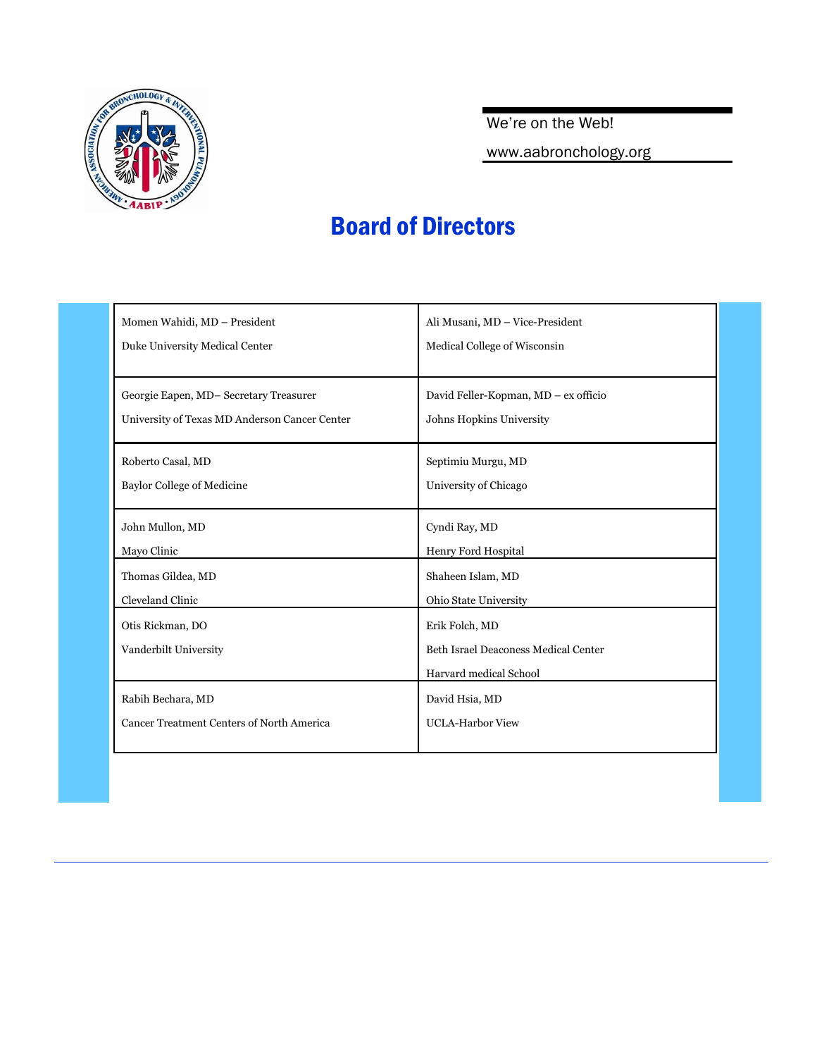We're on the Web!

www.aabronchology.org

# Board of Directors

| | |
|---|---|
| Momen Wahidi, MD – President<br>Duke University Medical Center | Ali Musani, MD – Vice-President<br>Medical College of Wisconsin |
| Georgie Eapen, MD– Secretary Treasurer<br>University of Texas MD Anderson Cancer Center | David Feller-Kopman, MD – ex officio<br>Johns Hopkins University |
| Roberto Casal, MD<br>Baylor College of Medicine | Septimiu Murgu, MD<br>University of Chicago |
| John Mullon, MD<br>Mayo Clinic | Cyndi Ray, MD<br>Henry Ford Hospital |
| Thomas Gildea, MD<br>Cleveland Clinic | Shaheen Islam, MD<br>Ohio State University |
| Otis Rickman, DO<br>Vanderbilt University | Erik Folch, MD<br>Beth Israel Deaconess Medical Center<br>Harvard medical School |
| Rabih Bechara, MD<br>Cancer Treatment Centers of North America | David Hsia, MD<br>UCLA-Harbor View |